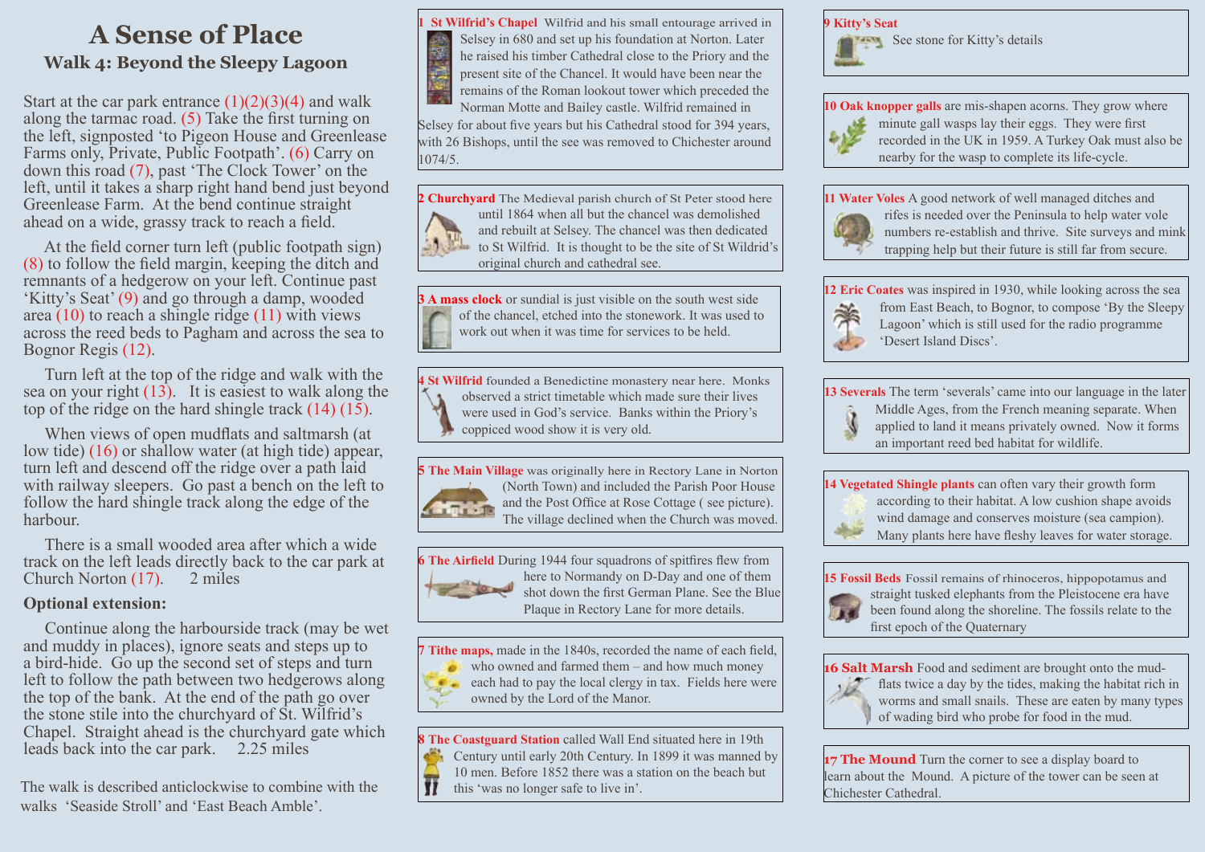# A Sense of Place

## Walk 4: Beyond the Sleepy Lagoon

Start at the car park entrance (1)(2)(3)(4) and walk along the tarmac road. (5) Take the first turning on the left, signposted 'to Pigeon House and Greenlease Farms only, Private, Public Footpath'. (6) Carry on down this road (7), past 'The Clock Tower' on the left, until it takes a sharp right hand bend just beyond Greenlease Farm. At the bend continue straight ahead on a wide, grassy track to reach a field.

At the field corner turn left (public footpath sign) (8) to follow the field margin, keeping the ditch and remnants of a hedgerow on your left. Continue past 'Kitty's Seat' (9) and go through a damp, wooded area (10) to reach a shingle ridge (11) with views across the reed beds to Pagham and across the sea to Bognor Regis (12).

Turn left at the top of the ridge and walk with the sea on your right (13). It is easiest to walk along the top of the ridge on the hard shingle track (14) (15).

When views of open mudflats and saltmarsh (at low tide) (16) or shallow water (at high tide) appear, turn left and descend off the ridge over a path laid with railway sleepers. Go past a bench on the left to follow the hard shingle track along the edge of the harbour.

There is a small wooded area after which a wide track on the left leads directly back to the car park at Church Norton (17). 2 miles

**Optional extension:**

Continue along the harbourside track (may be wet and muddy in places), ignore seats and steps up to a bird-hide. Go up the second set of steps and turn left to follow the path between two hedgerows along the top of the bank. At the end of the path go over the stone stile into the churchyard of St. Wilfrid's Chapel. Straight ahead is the churchyard gate which leads back into the car park. 2.25 miles

The walk is described anticlockwise to combine with the walks 'Seaside Stroll' and 'East Beach Amble'.

**1 St Wilfrid's Chapel** Wilfrid and his small entourage arrived in Selsey in 680 and set up his foundation at Norton. Later he raised his timber Cathedral close to the Priory and the present site of the Chancel. It would have been near the remains of the Roman lookout tower which preceded the Norman Motte and Bailey castle. Wilfrid remained in Selsey for about five years but his Cathedral stood for 394 years, with 26 Bishops, until the see was removed to Chichester around 1074/5.

**2 Churchyard** The Medieval parish church of St Peter stood here until 1864 when all but the chancel was demolished and rebuilt at Selsey. The chancel was then dedicated to St Wilfrid. It is thought to be the site of St Wildrid's original church and cathedral see.

**3 A mass clock** or sundial is just visible on the south west side of the chancel, etched into the stonework. It was used to work out when it was time for services to be held.

**4 St Wilfrid** founded a Benedictine monastery near here. Monks observed a strict timetable which made sure their lives were used in God's service. Banks within the Priory's coppiced wood show it is very old.

**5 The Main Village** was originally here in Rectory Lane in Norton (North Town) and included the Parish Poor House and the Post Office at Rose Cottage ( see picture). The village declined when the Church was moved.

**6 The Airfield** During 1944 four squadrons of spitfires flew from here to Normandy on D-Day and one of them shot down the first German Plane. See the Blue Plaque in Rectory Lane for more details.

**7 Tithe maps,** made in the 1840s, recorded the name of each field, who owned and farmed them – and how much money each had to pay the local clergy in tax. Fields here were owned by the Lord of the Manor.

**8 The Coastguard Station** called Wall End situated here in 19th Century until early 20th Century. In 1899 it was manned by 10 men. Before 1852 there was a station on the beach but this 'was no longer safe to live in'.

**9 Kitty's Seat** See stone for Kitty's details

**10 Oak knopper galls** are mis-shapen acorns. They grow where minute gall wasps lay their eggs. They were first recorded in the UK in 1959. A Turkey Oak must also be nearby for the wasp to complete its life-cycle.

**11 Water Voles** A good network of well managed ditches and rifes is needed over the Peninsula to help water vole numbers re-establish and thrive. Site surveys and mink trapping help but their future is still far from secure.

**12 Eric Coates** was inspired in 1930, while looking across the sea from East Beach, to Bognor, to compose 'By the Sleepy Lagoon' which is still used for the radio programme 'Desert Island Discs'.

**13 Severals** The term 'severals' came into our language in the later Middle Ages, from the French meaning separate. When applied to land it means privately owned. Now it forms an important reed bed habitat for wildlife.

**14 Vegetated Shingle plants** can often vary their growth form according to their habitat. A low cushion shape avoids wind damage and conserves moisture (sea campion). Many plants here have fleshy leaves for water storage.

**15 Fossil Beds** Fossil remains of rhinoceros, hippopotamus and straight tusked elephants from the Pleistocene era have been found along the shoreline. The fossils relate to the first epoch of the Quaternary

**16 Salt Marsh** Food and sediment are brought onto the mud-flats twice a day by the tides, making the habitat rich in worms and small snails. These are eaten by many types of wading bird who probe for food in the mud.

**17 The Mound** Turn the corner to see a display board to learn about the Mound. A picture of the tower can be seen at Chichester Cathedral.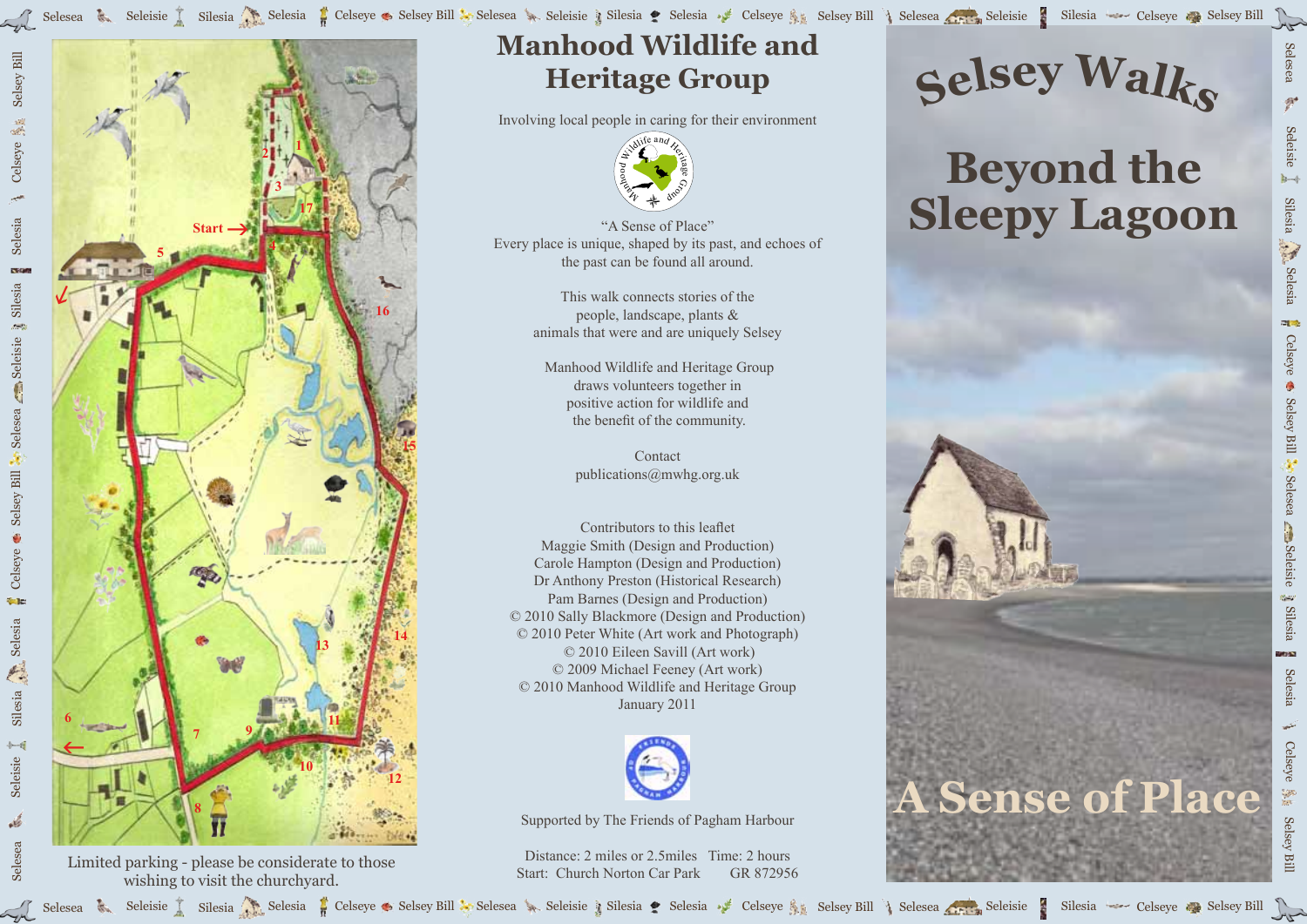# Manhood Wildlife and Heritage Group

Involving local people in caring for their environment

"A Sense of Place"
Every place is unique, shaped by its past, and echoes of the past can be found all around.

This walk connects stories of the people, landscape, plants & animals that were and are uniquely Selsey

Manhood Wildlife and Heritage Group draws volunteers together in positive action for wildlife and the benefit of the community.

Contact
publications@mwhg.org.uk

Contributors to this leaflet
Maggie Smith (Design and Production)
Carole Hampton (Design and Production)
Dr Anthony Preston (Historical Research)
Pam Barnes (Design and Production)
© 2010 Sally Blackmore (Design and Production)
© 2010 Peter White (Art work and Photograph)
© 2010 Eileen Savill (Art work)
© 2009 Michael Feeney (Art work)
© 2010 Manhood Wildlife and Heritage Group
January 2011

Supported by The Friends of Pagham Harbour

Distance: 2 miles or 2.5miles Time: 2 hours
Start: Church Norton Car Park GR 872956

Start →

Limited parking - please be considerate to those wishing to visit the churchyard.

# Selsey Walks

# Beyond the Sleepy Lagoon

# A Sense of Place